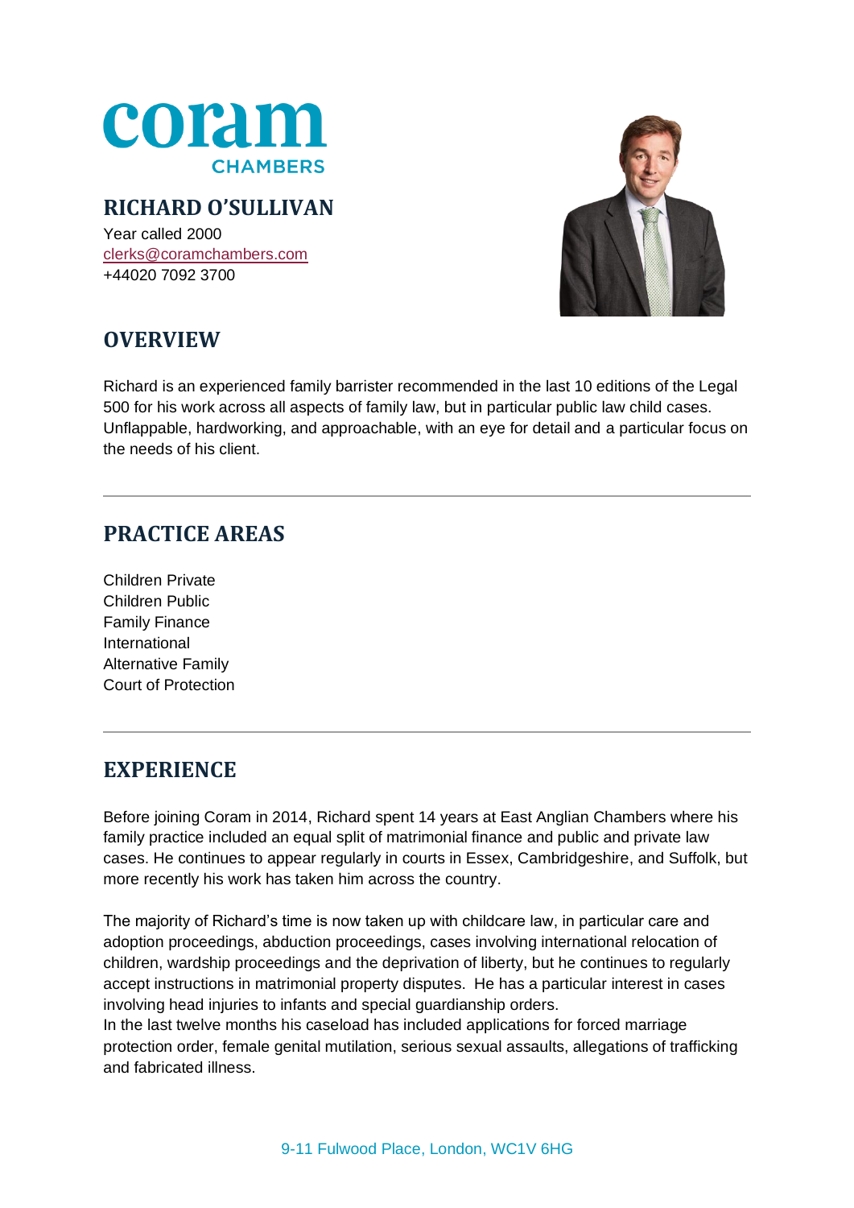coram
CHAMBERS

# RICHARD O'SULLIVAN

Year called 2000
clerks@coramchambers.com
+44020 7092 3700

## OVERVIEW

Richard is an experienced family barrister recommended in the last 10 editions of the Legal 500 for his work across all aspects of family law, but in particular public law child cases. Unflappable, hardworking, and approachable, with an eye for detail and a particular focus on the needs of his client.

## PRACTICE AREAS

Children Private
Children Public
Family Finance
International
Alternative Family
Court of Protection

## EXPERIENCE

Before joining Coram in 2014, Richard spent 14 years at East Anglian Chambers where his family practice included an equal split of matrimonial finance and public and private law cases. He continues to appear regularly in courts in Essex, Cambridgeshire, and Suffolk, but more recently his work has taken him across the country.

The majority of Richard's time is now taken up with childcare law, in particular care and adoption proceedings, abduction proceedings, cases involving international relocation of children, wardship proceedings and the deprivation of liberty, but he continues to regularly accept instructions in matrimonial property disputes. He has a particular interest in cases involving head injuries to infants and special guardianship orders.
In the last twelve months his caseload has included applications for forced marriage protection order, female genital mutilation, serious sexual assaults, allegations of trafficking and fabricated illness.

9-11 Fulwood Place, London, WC1V 6HG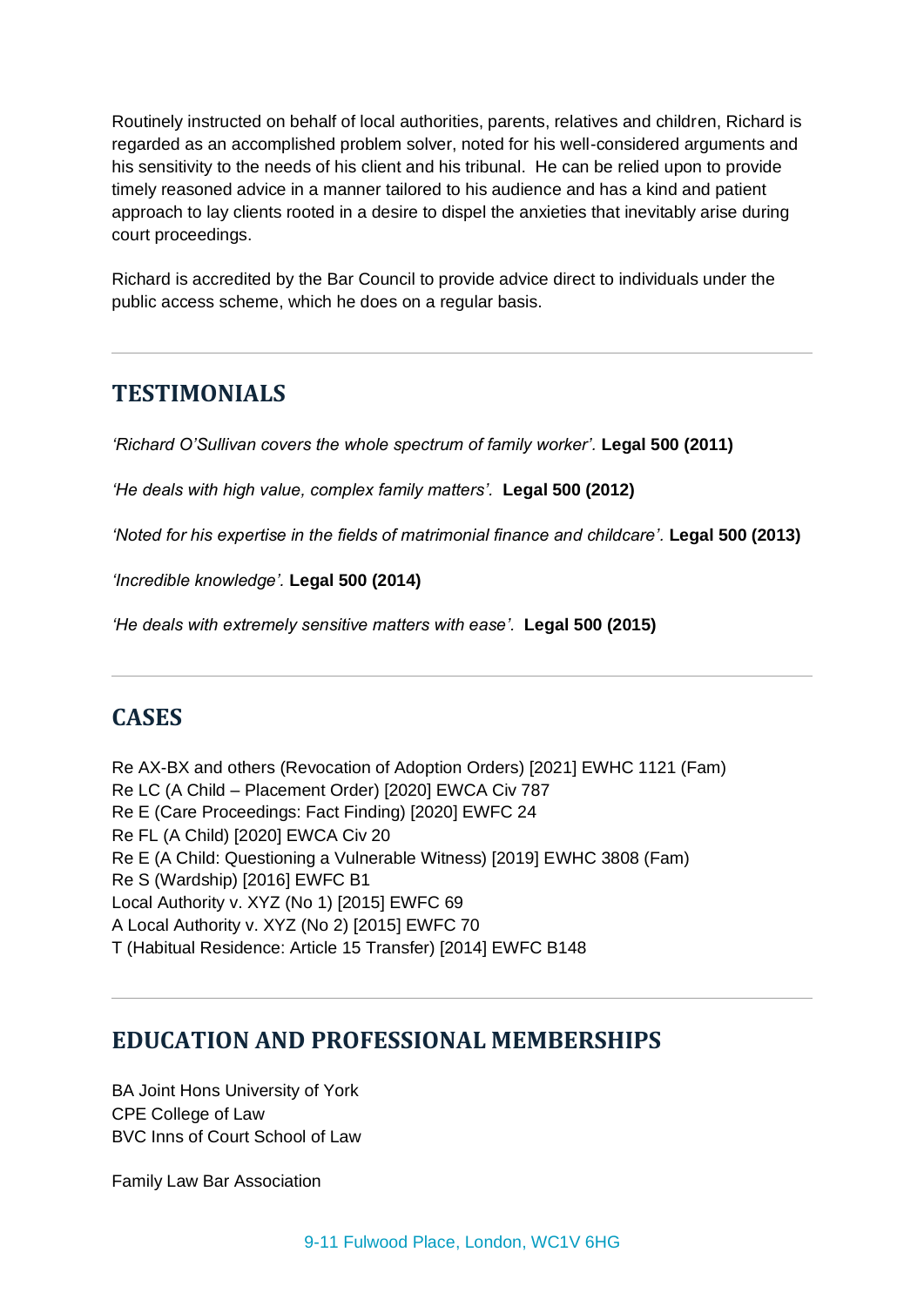Routinely instructed on behalf of local authorities, parents, relatives and children, Richard is regarded as an accomplished problem solver, noted for his well-considered arguments and his sensitivity to the needs of his client and his tribunal. He can be relied upon to provide timely reasoned advice in a manner tailored to his audience and has a kind and patient approach to lay clients rooted in a desire to dispel the anxieties that inevitably arise during court proceedings.

Richard is accredited by the Bar Council to provide advice direct to individuals under the public access scheme, which he does on a regular basis.

---

## TESTIMONIALS

*'Richard O'Sullivan covers the whole spectrum of family worker'.* **Legal 500 (2011)**

*'He deals with high value, complex family matters'.* **Legal 500 (2012)**

*'Noted for his expertise in the fields of matrimonial finance and childcare'.* **Legal 500 (2013)**

*'Incredible knowledge'.* **Legal 500 (2014)**

*'He deals with extremely sensitive matters with ease'.* **Legal 500 (2015)**

---

## CASES

Re AX-BX and others (Revocation of Adoption Orders) [2021] EWHC 1121 (Fam)
Re LC (A Child – Placement Order) [2020] EWCA Civ 787
Re E (Care Proceedings: Fact Finding) [2020] EWFC 24
Re FL (A Child) [2020] EWCA Civ 20
Re E (A Child: Questioning a Vulnerable Witness) [2019] EWHC 3808 (Fam)
Re S (Wardship) [2016] EWFC B1
Local Authority v. XYZ (No 1) [2015] EWFC 69
A Local Authority v. XYZ (No 2) [2015] EWFC 70
T (Habitual Residence: Article 15 Transfer) [2014] EWFC B148

---

## EDUCATION AND PROFESSIONAL MEMBERSHIPS

BA Joint Hons University of York
CPE College of Law
BVC Inns of Court School of Law

Family Law Bar Association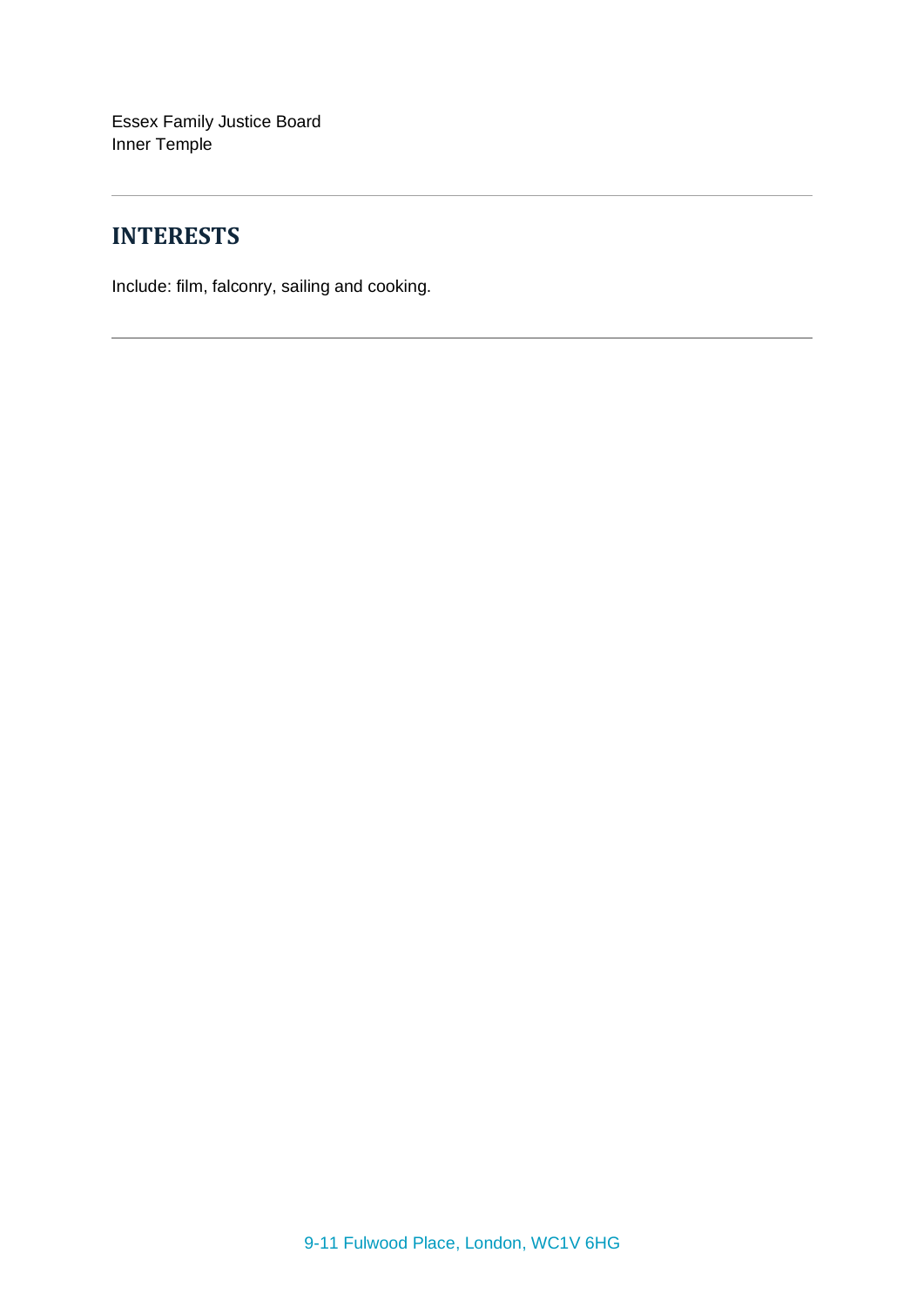Essex Family Justice Board
Inner Temple

---

## INTERESTS

Include: film, falconry, sailing and cooking.

---